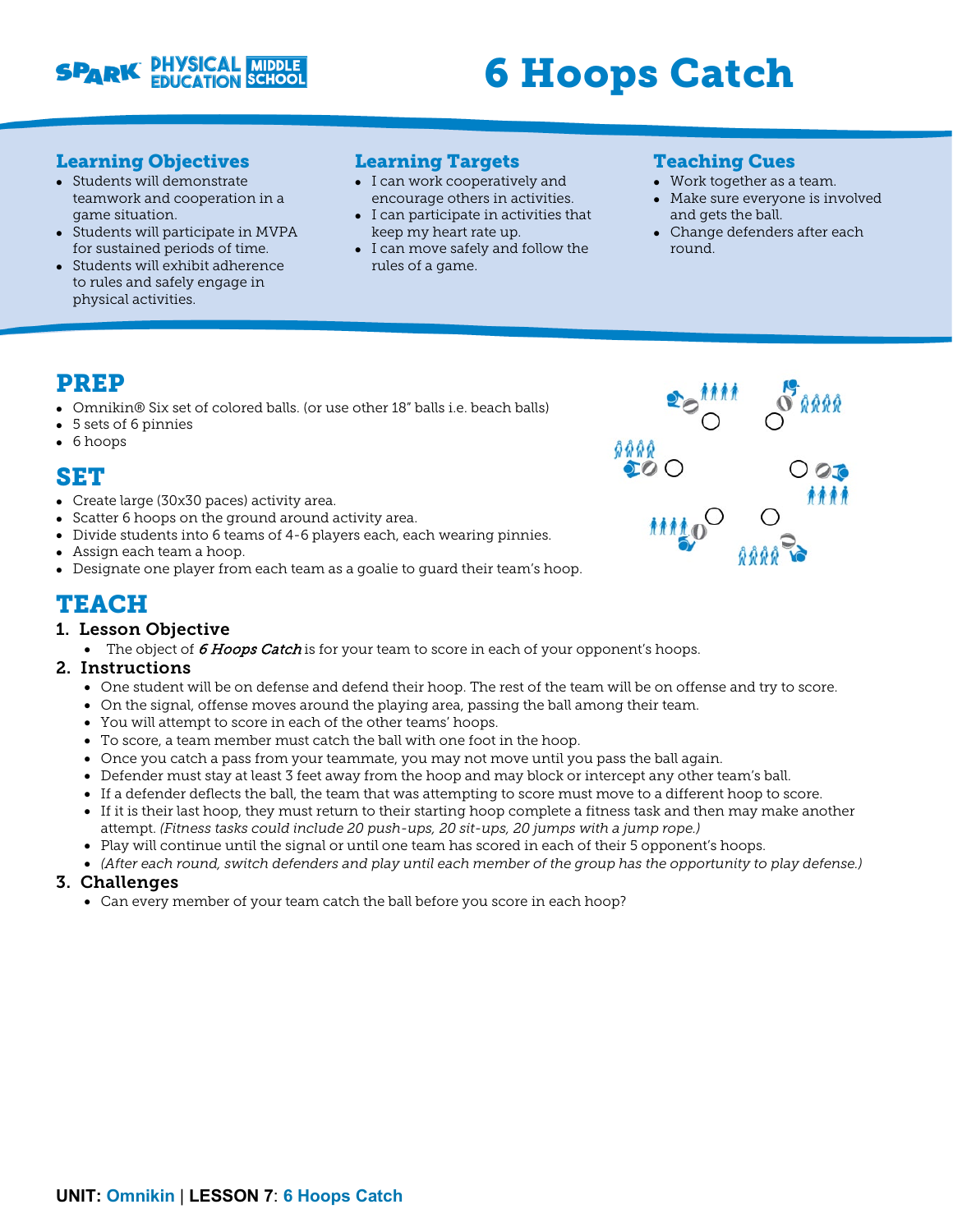# 6 Hoops Catch

## Learning Objectives

- Students will demonstrate teamwork and cooperation in a game situation.
- Students will participate in MVPA for sustained periods of time.
- Students will exhibit adherence to rules and safely engage in physical activities.

## Learning Targets

- I can work cooperatively and encourage others in activities.
- I can participate in activities that keep my heart rate up.
- I can move safely and follow the rules of a game.

## Teaching Cues

- Work together as a team.
- Make sure everyone is involved and gets the ball.
- Change defenders after each round.

# PREP

- Omnikin® Six set of colored balls. (or use other 18" balls i.e. beach balls)
- 5 sets of 6 pinnies
- 6 hoops

# SET

- Create large (30x30 paces) activity area.
- Scatter 6 hoops on the ground around activity area.
- Divide students into 6 teams of 4-6 players each, each wearing pinnies.
- Assign each team a hoop.
- Designate one player from each team as a goalie to guard their team's hoop.

# TEACH

## 1. Lesson Objective

- The object of *6 Hoops Catch* is for your team to score in each of your opponent's hoops.

## 2. Instructions

- One student will be on defense and defend their hoop. The rest of the team will be on offense and try to score.
- On the signal, offense moves around the playing area, passing the ball among their team.
- You will attempt to score in each of the other teams' hoops.
- To score, a team member must catch the ball with one foot in the hoop.
- Once you catch a pass from your teammate, you may not move until you pass the ball again.
- Defender must stay at least 3 feet away from the hoop and may block or intercept any other team's ball.
- If a defender deflects the ball, the team that was attempting to score must move to a different hoop to score.
- If it is their last hoop, they must return to their starting hoop complete a fitness task and then may make another attempt. *(Fitness tasks could include 20 push-ups, 20 sit-ups, 20 jumps with a jump rope.)*
- Play will continue until the signal or until one team has scored in each of their 5 opponent's hoops.
- *(After each round, switch defenders and play until each member of the group has the opportunity to play defense.)*

## 3. Challenges

- Can every member of your team catch the ball before you score in each hoop?

**UNIT:** Omnikin | **LESSON 7**: 6 Hoops Catch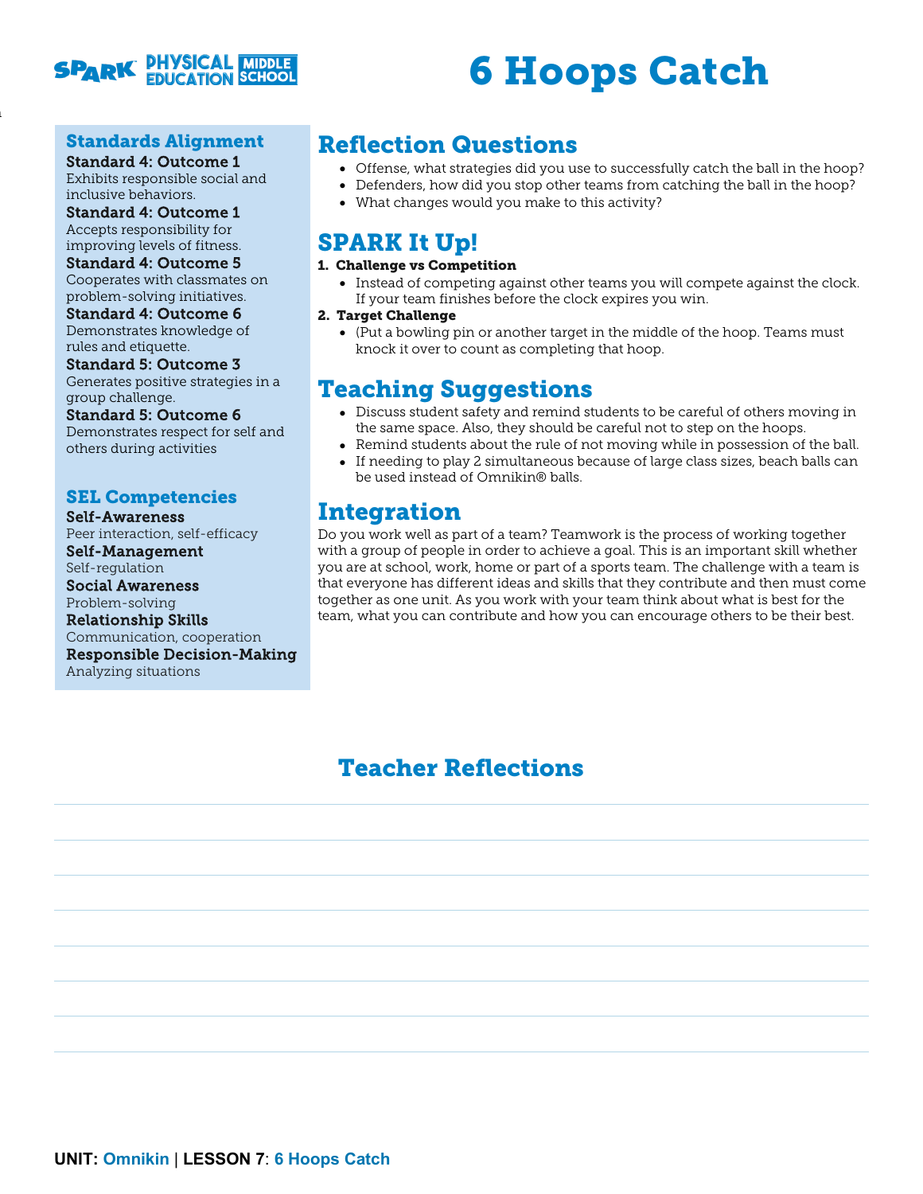# 6 Hoops Catch

## Standards Alignment

**Standard 4: Outcome 1**
Exhibits responsible social and inclusive behaviors.

**Standard 4: Outcome 1**
Accepts responsibility for improving levels of fitness.

**Standard 4: Outcome 5**
Cooperates with classmates on problem-solving initiatives.

**Standard 4: Outcome 6**
Demonstrates knowledge of rules and etiquette.

**Standard 5: Outcome 3**
Generates positive strategies in a group challenge.

**Standard 5: Outcome 6**
Demonstrates respect for self and others during activities

## SEL Competencies

**Self-Awareness**
Peer interaction, self-efficacy

**Self-Management**
Self-regulation

**Social Awareness**
Problem-solving

**Relationship Skills**
Communication, cooperation

**Responsible Decision-Making**
Analyzing situations

## Reflection Questions

- Offense, what strategies did you use to successfully catch the ball in the hoop?
- Defenders, how did you stop other teams from catching the ball in the hoop?
- What changes would you make to this activity?

## SPARK It Up!

1. **Challenge vs Competition**
   - Instead of competing against other teams you will compete against the clock. If your team finishes before the clock expires you win.
2. **Target Challenge**
   - (Put a bowling pin or another target in the middle of the hoop. Teams must knock it over to count as completing that hoop.

## Teaching Suggestions

- Discuss student safety and remind students to be careful of others moving in the same space. Also, they should be careful not to step on the hoops.
- Remind students about the rule of not moving while in possession of the ball.
- If needing to play 2 simultaneous because of large class sizes, beach balls can be used instead of Omnikin® balls.

## Integration

Do you work well as part of a team? Teamwork is the process of working together with a group of people in order to achieve a goal. This is an important skill whether you are at school, work, home or part of a sports team. The challenge with a team is that everyone has different ideas and skills that they contribute and then must come together as one unit. As you work with your team think about what is best for the team, what you can contribute and how you can encourage others to be their best.

## Teacher Reflections

**UNIT: Omnikin | LESSON 7: 6 Hoops Catch**